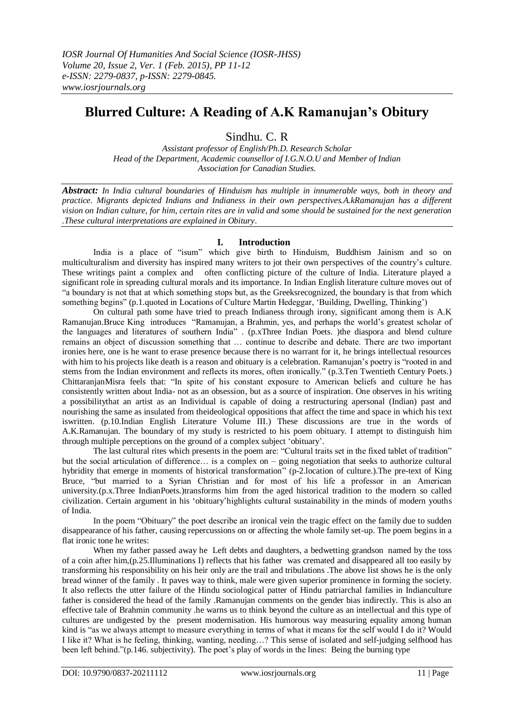# Blurred Culture: A Reading of A.K Ramanujan's Obitury

Sindhu. C. R

*Assistant professor of English/Ph.D. Research Scholar*
*Head of the Department, Academic counsellor of I.G.N.O.U and Member of Indian Association for Canadian Studies.*

***Abstract:*** *In India cultural boundaries of Hinduism has multiple in innumerable ways, both in theory and practice. Migrants depicted Indians and Indianess in their own perspectives.A.kRamanujan has a different vision on Indian culture, for him, certain rites are in valid and some should be sustained for the next generation .These cultural interpretations are explained in Obitury*.

## I. Introduction

India is a place of "isum" which give birth to Hinduism, Buddhism Jainism and so on multiculturalism and diversity has inspired many writers to jot their own perspectives of the country's culture. These writings paint a complex and often conflicting picture of the culture of India. Literature played a significant role in spreading cultural morals and its importance. In Indian English literature culture moves out of "a boundary is not that at which something stops but, as the Greeksrecognized, the boundary is that from which something begins" (p.1.quoted in Locations of Culture Martin Hedeggar, 'Building, Dwelling, Thinking')

On cultural path some have tried to preach Indianess through irony, significant among them is A.K Ramanujan.Bruce King introduces "Ramanujan, a Brahmin, yes, and perhaps the world's greatest scholar of the languages and literatures of southern India" . (p.xThree Indian Poets. )the diaspora and blend culture remains an object of discussion something that … continue to describe and debate. There are two important ironies here, one is he want to erase presence because there is no warrant for it, he brings intellectual resources with him to his projects like death is a reason and obituary is a celebration. Ramanujan's poetry is "rooted in and stems from the Indian environment and reflects its mores, often ironically." (p.3.Ten Twentieth Century Poets.) ChittaranjanMisra feels that: "In spite of his constant exposure to American beliefs and culture he has consistently written about India- not as an obsession, but as a source of inspiration. One observes in his writing a possibilitythat an artist as an Individual is capable of doing a restructuring apersonal (Indian) past and nourishing the same as insulated from theideological oppositions that affect the time and space in which his text iswritten. (p.10.Indian English Literature Volume III.) These discussions are true in the words of A.K.Ramanujan. The boundary of my study is restricted to his poem obituary. I attempt to distinguish him through multiple perceptions on the ground of a complex subject 'obituary'.

The last cultural rites which presents in the poem are: "Cultural traits set in the fixed tablet of tradition" but the social articulation of difference… is a complex on – going negotiation that seeks to authorize cultural hybridity that emerge in moments of historical transformation" (p-2.location of culture.).The pre-text of King Bruce, "but married to a Syrian Christian and for most of his life a professor in an American university.(p.x.Three IndianPoets.)transforms him from the aged historical tradition to the modern so called civilization. Certain argument in his 'obituary'highlights cultural sustainability in the minds of modern youths of India.

In the poem "Obituary" the poet describe an ironical vein the tragic effect on the family due to sudden disappearance of his father, causing repercussions on or affecting the whole family set-up. The poem begins in a flat ironic tone he writes:

When my father passed away he Left debts and daughters, a bedwetting grandson named by the toss of a coin after him,(p.25.Illuminations I) reflects that his father was cremated and disappeared all too easily by transforming his responsibility on his heir only are the trail and tribulations .The above list shows he is the only bread winner of the family . It paves way to think, male were given superior prominence in forming the society. It also reflects the utter failure of the Hindu sociological patter of Hindu patriarchal families in Indianculture father is considered the head of the family .Ramanujan comments on the gender bias indirectly. This is also an effective tale of Brahmin community .he warns us to think beyond the culture as an intellectual and this type of cultures are undigested by the present modernisation. His humorous way measuring equality among human kind is "as we always attempt to measure everything in terms of what it means for the self would I do it? Would I like it? What is he feeling, thinking, wanting, needing…? This sense of isolated and self-judging selfhood has been left behind."(p.146. subjectivity). The poet's play of words in the lines: Being the burning type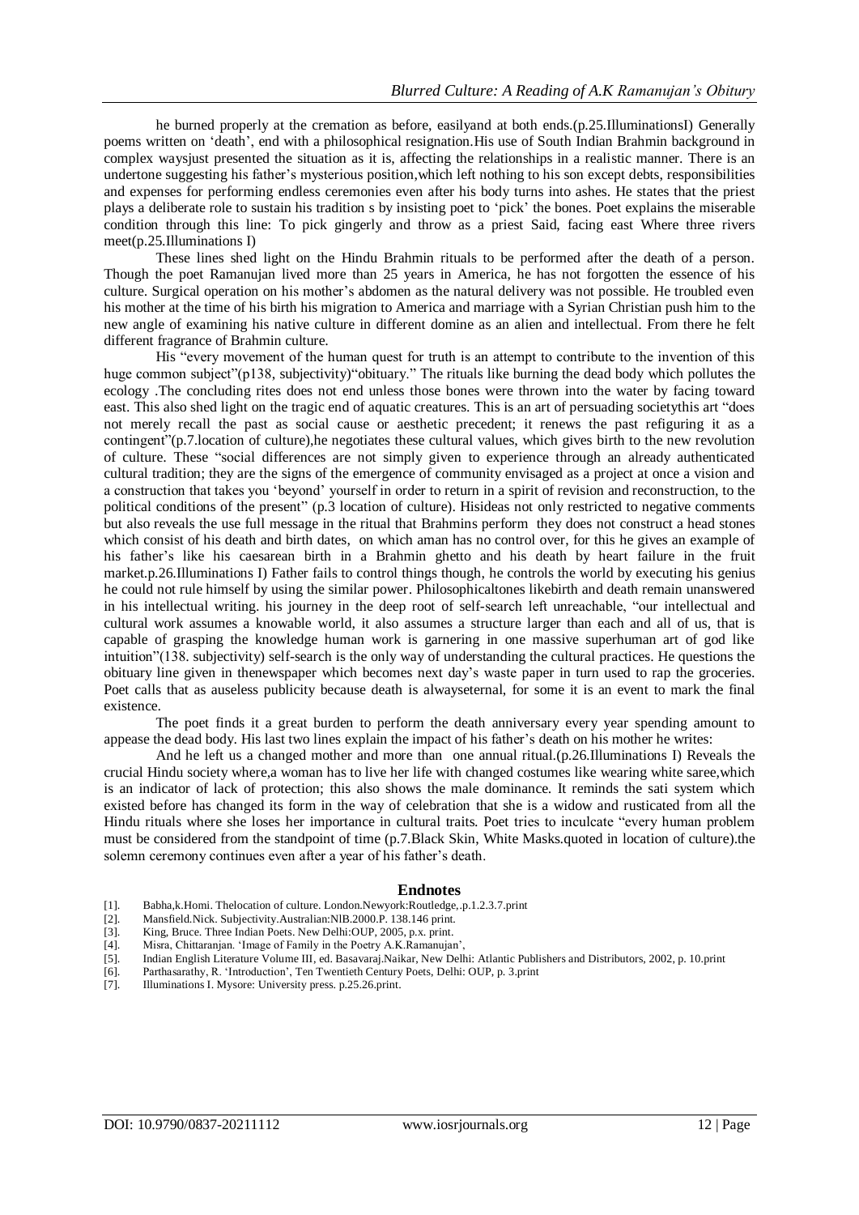he burned properly at the cremation as before, easilyand at both ends.(p.25.IlluminationsI) Generally poems written on 'death', end with a philosophical resignation.His use of South Indian Brahmin background in complex waysjust presented the situation as it is, affecting the relationships in a realistic manner. There is an undertone suggesting his father's mysterious position,which left nothing to his son except debts, responsibilities and expenses for performing endless ceremonies even after his body turns into ashes. He states that the priest plays a deliberate role to sustain his tradition s by insisting poet to 'pick' the bones. Poet explains the miserable condition through this line: To pick gingerly and throw as a priest Said, facing east Where three rivers meet(p.25.Illuminations I)

These lines shed light on the Hindu Brahmin rituals to be performed after the death of a person. Though the poet Ramanujan lived more than 25 years in America, he has not forgotten the essence of his culture. Surgical operation on his mother's abdomen as the natural delivery was not possible. He troubled even his mother at the time of his birth his migration to America and marriage with a Syrian Christian push him to the new angle of examining his native culture in different domine as an alien and intellectual. From there he felt different fragrance of Brahmin culture.

His "every movement of the human quest for truth is an attempt to contribute to the invention of this huge common subject"(p138, subjectivity)"obituary." The rituals like burning the dead body which pollutes the ecology .The concluding rites does not end unless those bones were thrown into the water by facing toward east. This also shed light on the tragic end of aquatic creatures. This is an art of persuading societythis art "does not merely recall the past as social cause or aesthetic precedent; it renews the past refiguring it as a contingent"(p.7.location of culture),he negotiates these cultural values, which gives birth to the new revolution of culture. These "social differences are not simply given to experience through an already authenticated cultural tradition; they are the signs of the emergence of community envisaged as a project at once a vision and a construction that takes you 'beyond' yourself in order to return in a spirit of revision and reconstruction, to the political conditions of the present" (p.3 location of culture). Hisideas not only restricted to negative comments but also reveals the use full message in the ritual that Brahmins perform they does not construct a head stones which consist of his death and birth dates, on which aman has no control over, for this he gives an example of his father's like his caesarean birth in a Brahmin ghetto and his death by heart failure in the fruit market.p.26.Illuminations I) Father fails to control things though, he controls the world by executing his genius he could not rule himself by using the similar power. Philosophicaltones likebirth and death remain unanswered in his intellectual writing. his journey in the deep root of self-search left unreachable, "our intellectual and cultural work assumes a knowable world, it also assumes a structure larger than each and all of us, that is capable of grasping the knowledge human work is garnering in one massive superhuman art of god like intuition"(138. subjectivity) self-search is the only way of understanding the cultural practices. He questions the obituary line given in thenewspaper which becomes next day's waste paper in turn used to rap the groceries. Poet calls that as auseless publicity because death is alwayseternal, for some it is an event to mark the final existence.

The poet finds it a great burden to perform the death anniversary every year spending amount to appease the dead body. His last two lines explain the impact of his father's death on his mother he writes:

And he left us a changed mother and more than one annual ritual.(p.26.Illuminations I) Reveals the crucial Hindu society where,a woman has to live her life with changed costumes like wearing white saree,which is an indicator of lack of protection; this also shows the male dominance. It reminds the sati system which existed before has changed its form in the way of celebration that she is a widow and rusticated from all the Hindu rituals where she loses her importance in cultural traits. Poet tries to inculcate "every human problem must be considered from the standpoint of time (p.7.Black Skin, White Masks.quoted in location of culture).the solemn ceremony continues even after a year of his father's death.

## Endnotes

[1]. Babha,k.Homi. Thelocation of culture. London.Newyork:Routledge,.p.1.2.3.7.print
[2]. Mansfield.Nick. Subjectivity.Australian:NIB.2000.P. 138.146 print.
[3]. King, Bruce. Three Indian Poets. New Delhi:OUP, 2005, p.x. print.
[4]. Misra, Chittaranjan. 'Image of Family in the Poetry A.K.Ramanujan',
[5]. Indian English Literature Volume III, ed. Basavaraj.Naikar, New Delhi: Atlantic Publishers and Distributors, 2002, p. 10.print
[6]. Parthasarathy, R. 'Introduction', Ten Twentieth Century Poets, Delhi: OUP, p. 3.print
[7]. Illuminations I. Mysore: University press. p.25.26.print.